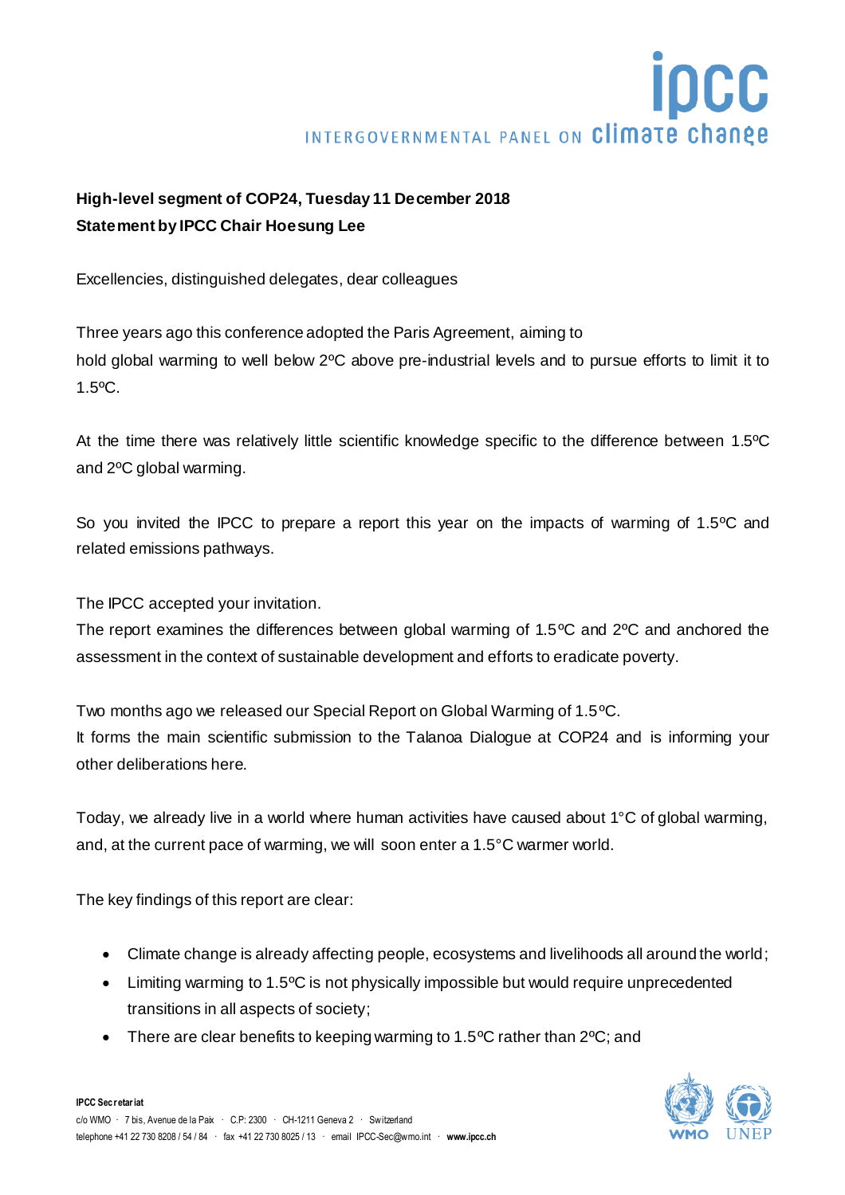**High-level segment of COP24, Tuesday 11 December 2018**
**Statement by IPCC Chair Hoesung Lee**

Excellencies, distinguished delegates, dear colleagues

Three years ago this conference adopted the Paris Agreement, aiming to hold global warming to well below 2ºC above pre-industrial levels and to pursue efforts to limit it to 1.5ºC.

At the time there was relatively little scientific knowledge specific to the difference between 1.5ºC and 2ºC global warming.

So you invited the IPCC to prepare a report this year on the impacts of warming of 1.5ºC and related emissions pathways.

The IPCC accepted your invitation.
The report examines the differences between global warming of 1.5ºC and 2ºC and anchored the assessment in the context of sustainable development and efforts to eradicate poverty.

Two months ago we released our Special Report on Global Warming of 1.5ºC.
It forms the main scientific submission to the Talanoa Dialogue at COP24 and is informing your other deliberations here.

Today, we already live in a world where human activities have caused about 1°C of global warming, and, at the current pace of warming, we will soon enter a 1.5°C warmer world.

The key findings of this report are clear:

- Climate change is already affecting people, ecosystems and livelihoods all around the world;
- Limiting warming to 1.5ºC is not physically impossible but would require unprecedented transitions in all aspects of society;
- There are clear benefits to keeping warming to 1.5ºC rather than 2ºC; and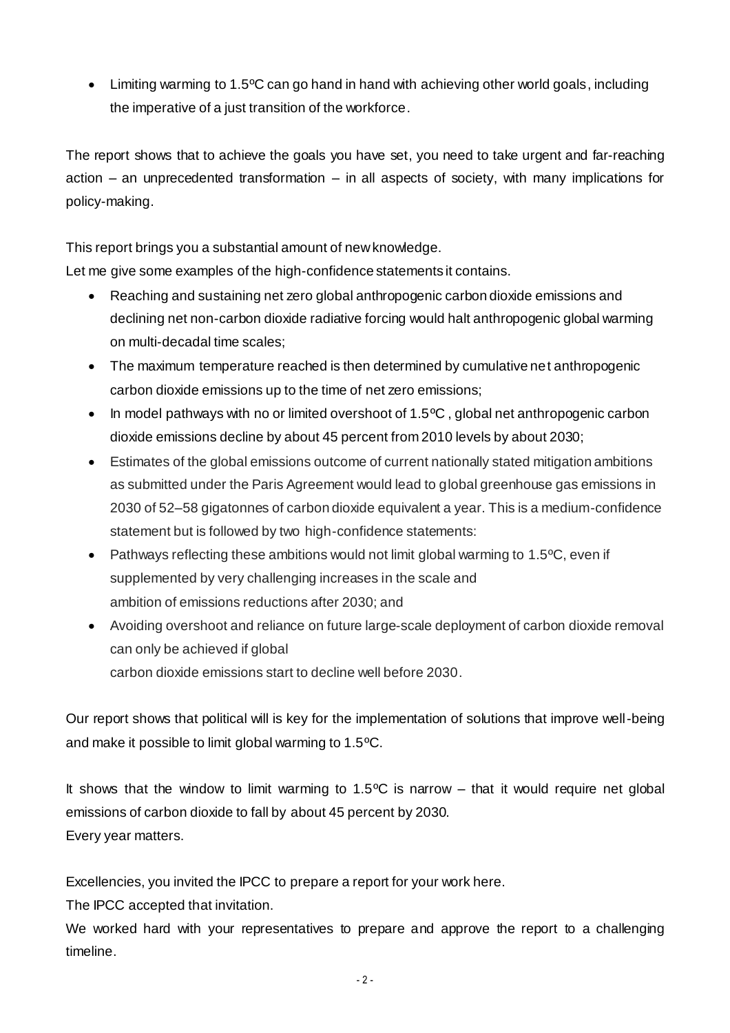- Limiting warming to 1.5ºC can go hand in hand with achieving other world goals, including the imperative of a just transition of the workforce.

The report shows that to achieve the goals you have set, you need to take urgent and far-reaching action – an unprecedented transformation – in all aspects of society, with many implications for policy-making.

This report brings you a substantial amount of new knowledge.
Let me give some examples of the high-confidence statements it contains.

- Reaching and sustaining net zero global anthropogenic carbon dioxide emissions and declining net non-carbon dioxide radiative forcing would halt anthropogenic global warming on multi-decadal time scales;
- The maximum temperature reached is then determined by cumulative net anthropogenic carbon dioxide emissions up to the time of net zero emissions;
- In model pathways with no or limited overshoot of 1.5ºC , global net anthropogenic carbon dioxide emissions decline by about 45 percent from 2010 levels by about 2030;
- Estimates of the global emissions outcome of current nationally stated mitigation ambitions as submitted under the Paris Agreement would lead to global greenhouse gas emissions in 2030 of 52–58 gigatonnes of carbon dioxide equivalent a year. This is a medium-confidence statement but is followed by two high-confidence statements:
- Pathways reflecting these ambitions would not limit global warming to 1.5ºC, even if supplemented by very challenging increases in the scale and ambition of emissions reductions after 2030; and
- Avoiding overshoot and reliance on future large-scale deployment of carbon dioxide removal can only be achieved if global carbon dioxide emissions start to decline well before 2030.

Our report shows that political will is key for the implementation of solutions that improve well-being and make it possible to limit global warming to 1.5ºC.

It shows that the window to limit warming to 1.5ºC is narrow – that it would require net global emissions of carbon dioxide to fall by about 45 percent by 2030.
Every year matters.

Excellencies, you invited the IPCC to prepare a report for your work here.
The IPCC accepted that invitation.
We worked hard with your representatives to prepare and approve the report to a challenging timeline.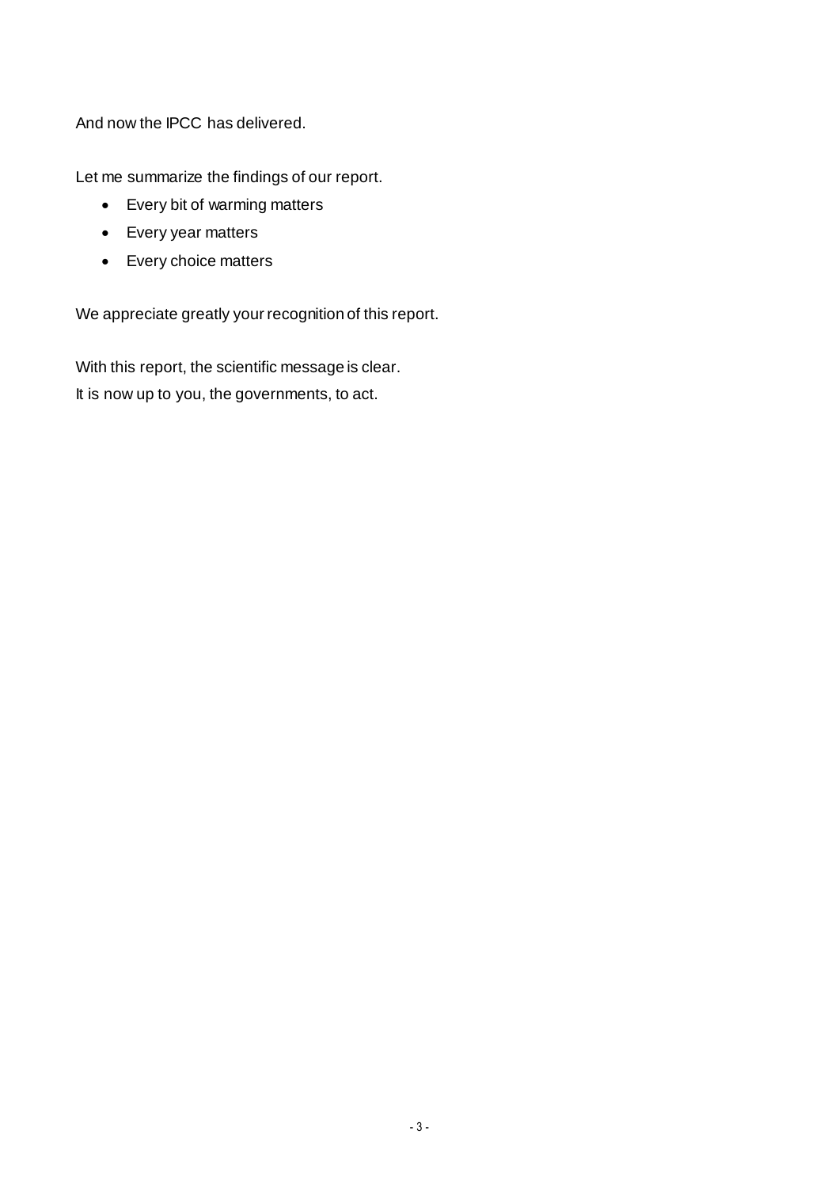And now the IPCC has delivered.

Let me summarize the findings of our report.

- Every bit of warming matters
- Every year matters
- Every choice matters

We appreciate greatly your recognition of this report.

With this report, the scientific message is clear.
It is now up to you, the governments, to act.